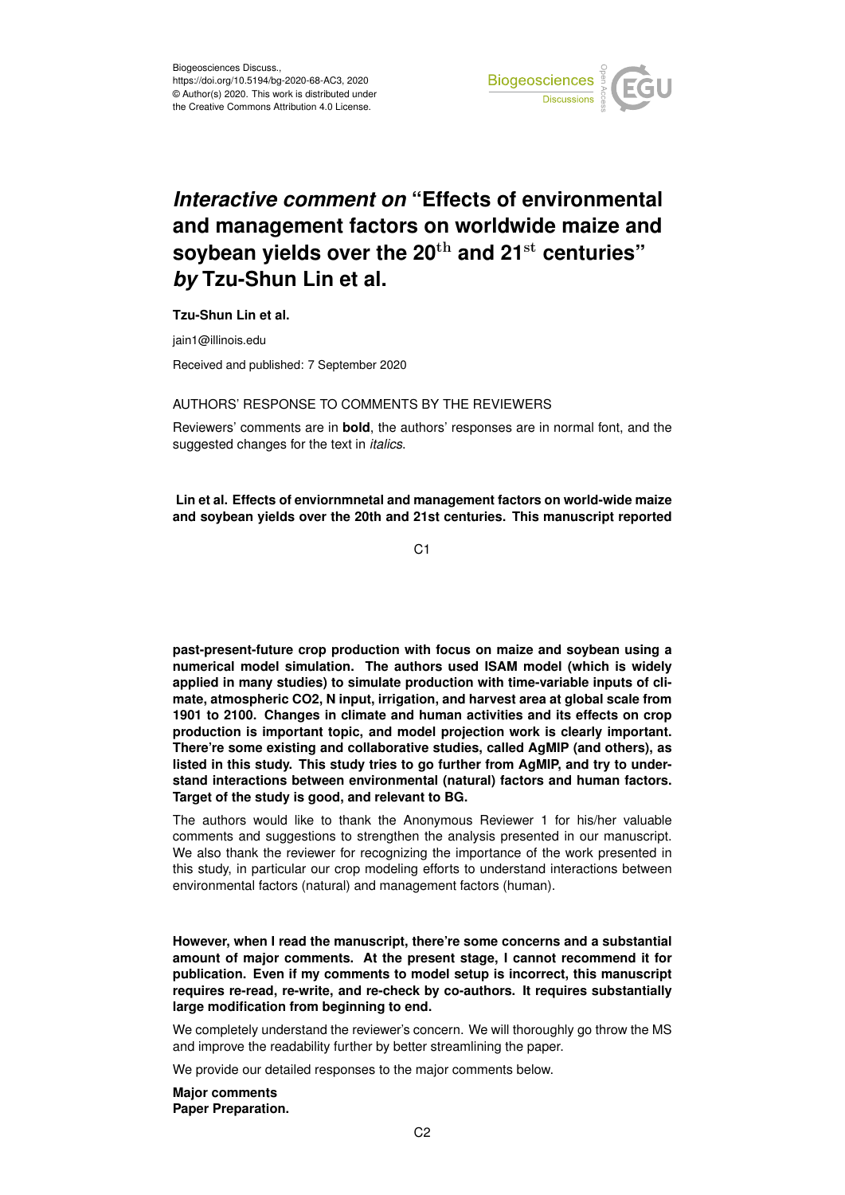Biogeosciences Discuss.,
https://doi.org/10.5194/bg-2020-68-AC3, 2020
© Author(s) 2020. This work is distributed under
the Creative Commons Attribution 4.0 License.

# *Interactive comment on* "Effects of environmental and management factors on worldwide maize and soybean yields over the 20$^{th}$ and 21$^{st}$ centuries" *by* Tzu-Shun Lin et al.

**Tzu-Shun Lin et al.**

jain1@illinois.edu

Received and published: 7 September 2020

AUTHORS' RESPONSE TO COMMENTS BY THE REVIEWERS

Reviewers' comments are in **bold**, the authors' responses are in normal font, and the suggested changes for the text in *italics*.

**Lin et al. Effects of enviornmnetal and management factors on world-wide maize and soybean yields over the 20th and 21st centuries. This manuscript reported past-present-future crop production with focus on maize and soybean using a numerical model simulation. The authors used ISAM model (which is widely applied in many studies) to simulate production with time-variable inputs of climate, atmospheric CO2, N input, irrigation, and harvest area at global scale from 1901 to 2100. Changes in climate and human activities and its effects on crop production is important topic, and model projection work is clearly important. There're some existing and collaborative studies, called AgMIP (and others), as listed in this study. This study tries to go further from AgMIP, and try to understand interactions between environmental (natural) factors and human factors. Target of the study is good, and relevant to BG.**

The authors would like to thank the Anonymous Reviewer 1 for his/her valuable comments and suggestions to strengthen the analysis presented in our manuscript. We also thank the reviewer for recognizing the importance of the work presented in this study, in particular our crop modeling efforts to understand interactions between environmental factors (natural) and management factors (human).

**However, when I read the manuscript, there're some concerns and a substantial amount of major comments. At the present stage, I cannot recommend it for publication. Even if my comments to model setup is incorrect, this manuscript requires re-read, re-write, and re-check by co-authors. It requires substantially large modification from beginning to end.**

We completely understand the reviewer's concern. We will thoroughly go throw the MS and improve the readability further by better streamlining the paper.

We provide our detailed responses to the major comments below.

**Major comments**
**Paper Preparation.**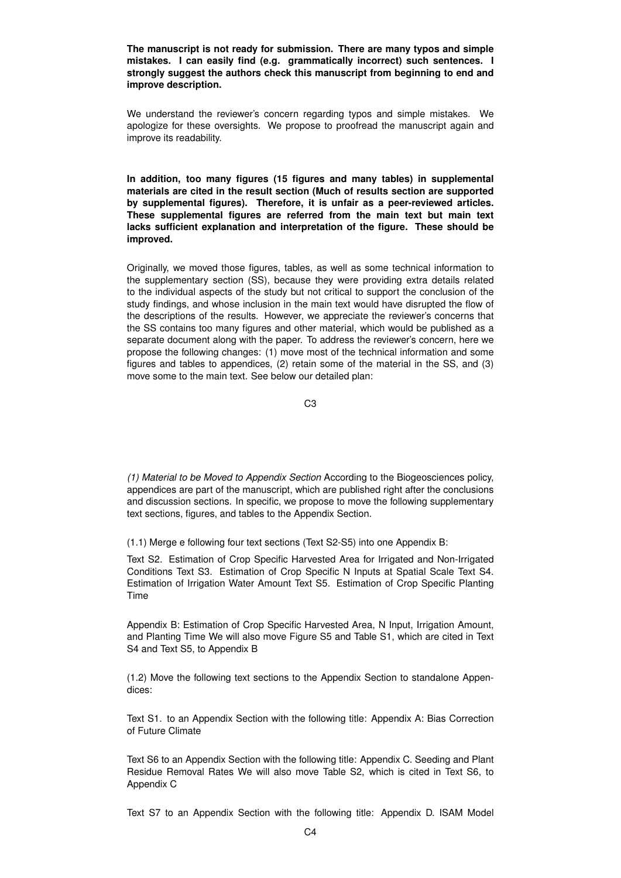**The manuscript is not ready for submission. There are many typos and simple mistakes. I can easily find (e.g. grammatically incorrect) such sentences. I strongly suggest the authors check this manuscript from beginning to end and improve description.**

We understand the reviewer's concern regarding typos and simple mistakes. We apologize for these oversights. We propose to proofread the manuscript again and improve its readability.

**In addition, too many figures (15 figures and many tables) in supplemental materials are cited in the result section (Much of results section are supported by supplemental figures). Therefore, it is unfair as a peer-reviewed articles. These supplemental figures are referred from the main text but main text lacks sufficient explanation and interpretation of the figure. These should be improved.**

Originally, we moved those figures, tables, as well as some technical information to the supplementary section (SS), because they were providing extra details related to the individual aspects of the study but not critical to support the conclusion of the study findings, and whose inclusion in the main text would have disrupted the flow of the descriptions of the results. However, we appreciate the reviewer's concerns that the SS contains too many figures and other material, which would be published as a separate document along with the paper. To address the reviewer's concern, here we propose the following changes: (1) move most of the technical information and some figures and tables to appendices, (2) retain some of the material in the SS, and (3) move some to the main text. See below our detailed plan:

*(1) Material to be Moved to Appendix Section* According to the Biogeosciences policy, appendices are part of the manuscript, which are published right after the conclusions and discussion sections. In specific, we propose to move the following supplementary text sections, figures, and tables to the Appendix Section.

(1.1) Merge e following four text sections (Text S2-S5) into one Appendix B:

Text S2. Estimation of Crop Specific Harvested Area for Irrigated and Non-Irrigated Conditions Text S3. Estimation of Crop Specific N Inputs at Spatial Scale Text S4. Estimation of Irrigation Water Amount Text S5. Estimation of Crop Specific Planting Time

Appendix B: Estimation of Crop Specific Harvested Area, N Input, Irrigation Amount, and Planting Time We will also move Figure S5 and Table S1, which are cited in Text S4 and Text S5, to Appendix B

(1.2) Move the following text sections to the Appendix Section to standalone Appendices:

Text S1. to an Appendix Section with the following title: Appendix A: Bias Correction of Future Climate

Text S6 to an Appendix Section with the following title: Appendix C. Seeding and Plant Residue Removal Rates We will also move Table S2, which is cited in Text S6, to Appendix C

Text S7 to an Appendix Section with the following title: Appendix D. ISAM Model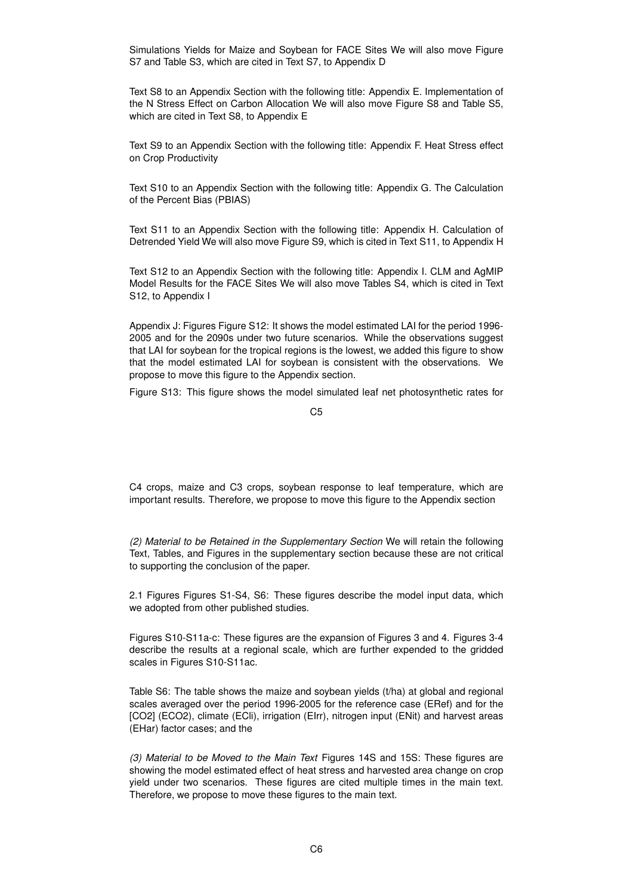Simulations Yields for Maize and Soybean for FACE Sites We will also move Figure S7 and Table S3, which are cited in Text S7, to Appendix D

Text S8 to an Appendix Section with the following title: Appendix E. Implementation of the N Stress Effect on Carbon Allocation We will also move Figure S8 and Table S5, which are cited in Text S8, to Appendix E

Text S9 to an Appendix Section with the following title: Appendix F. Heat Stress effect on Crop Productivity

Text S10 to an Appendix Section with the following title: Appendix G. The Calculation of the Percent Bias (PBIAS)

Text S11 to an Appendix Section with the following title: Appendix H. Calculation of Detrended Yield We will also move Figure S9, which is cited in Text S11, to Appendix H

Text S12 to an Appendix Section with the following title: Appendix I. CLM and AgMIP Model Results for the FACE Sites We will also move Tables S4, which is cited in Text S12, to Appendix I

Appendix J: Figures Figure S12: It shows the model estimated LAI for the period 1996-2005 and for the 2090s under two future scenarios. While the observations suggest that LAI for soybean for the tropical regions is the lowest, we added this figure to show that the model estimated LAI for soybean is consistent with the observations. We propose to move this figure to the Appendix section.

Figure S13: This figure shows the model simulated leaf net photosynthetic rates for C4 crops, maize and C3 crops, soybean response to leaf temperature, which are important results. Therefore, we propose to move this figure to the Appendix section

*(2) Material to be Retained in the Supplementary Section* We will retain the following Text, Tables, and Figures in the supplementary section because these are not critical to supporting the conclusion of the paper.

2.1 Figures Figures S1-S4, S6: These figures describe the model input data, which we adopted from other published studies.

Figures S10-S11a-c: These figures are the expansion of Figures 3 and 4. Figures 3-4 describe the results at a regional scale, which are further expended to the gridded scales in Figures S10-S11ac.

Table S6: The table shows the maize and soybean yields (t/ha) at global and regional scales averaged over the period 1996-2005 for the reference case (ERef) and for the [CO2] (ECO2), climate (ECli), irrigation (EIrr), nitrogen input (ENit) and harvest areas (EHar) factor cases; and the

*(3) Material to be Moved to the Main Text* Figures 14S and 15S: These figures are showing the model estimated effect of heat stress and harvested area change on crop yield under two scenarios. These figures are cited multiple times in the main text. Therefore, we propose to move these figures to the main text.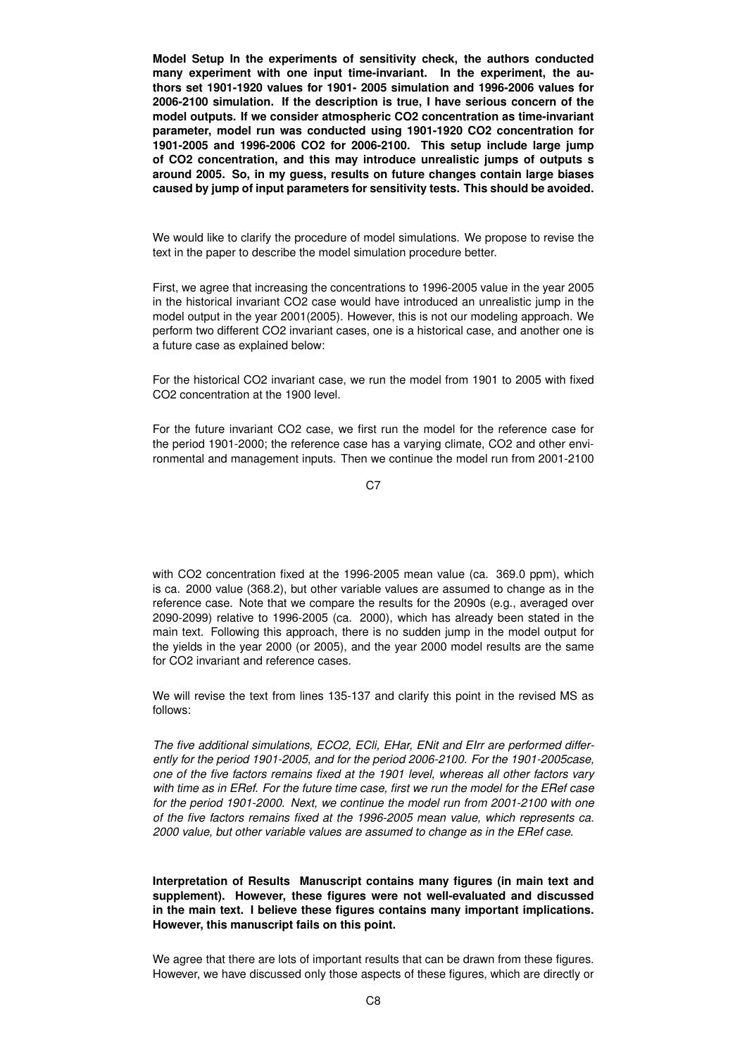**Model Setup In the experiments of sensitivity check, the authors conducted many experiment with one input time-invariant. In the experiment, the authors set 1901-1920 values for 1901- 2005 simulation and 1996-2006 values for 2006-2100 simulation. If the description is true, I have serious concern of the model outputs. If we consider atmospheric CO2 concentration as time-invariant parameter, model run was conducted using 1901-1920 CO2 concentration for 1901-2005 and 1996-2006 CO2 for 2006-2100. This setup include large jump of CO2 concentration, and this may introduce unrealistic jumps of outputs s around 2005. So, in my guess, results on future changes contain large biases caused by jump of input parameters for sensitivity tests. This should be avoided.**

We would like to clarify the procedure of model simulations. We propose to revise the text in the paper to describe the model simulation procedure better.

First, we agree that increasing the concentrations to 1996-2005 value in the year 2005 in the historical invariant CO2 case would have introduced an unrealistic jump in the model output in the year 2001(2005). However, this is not our modeling approach. We perform two different CO2 invariant cases, one is a historical case, and another one is a future case as explained below:

For the historical CO2 invariant case, we run the model from 1901 to 2005 with fixed CO2 concentration at the 1900 level.

For the future invariant CO2 case, we first run the model for the reference case for the period 1901-2000; the reference case has a varying climate, CO2 and other environmental and management inputs. Then we continue the model run from 2001-2100 with CO2 concentration fixed at the 1996-2005 mean value (ca. 369.0 ppm), which is ca. 2000 value (368.2), but other variable values are assumed to change as in the reference case. Note that we compare the results for the 2090s (e.g., averaged over 2090-2099) relative to 1996-2005 (ca. 2000), which has already been stated in the main text. Following this approach, there is no sudden jump in the model output for the yields in the year 2000 (or 2005), and the year 2000 model results are the same for CO2 invariant and reference cases.

We will revise the text from lines 135-137 and clarify this point in the revised MS as follows:

*The five additional simulations, ECO2, ECli, EHar, ENit and EIrr are performed differently for the period 1901-2005, and for the period 2006-2100. For the 1901-2005case, one of the five factors remains fixed at the 1901 level, whereas all other factors vary with time as in ERef. For the future time case, first we run the model for the ERef case for the period 1901-2000. Next, we continue the model run from 2001-2100 with one of the five factors remains fixed at the 1996-2005 mean value, which represents ca. 2000 value, but other variable values are assumed to change as in the ERef case.*

**Interpretation of Results Manuscript contains many figures (in main text and supplement). However, these figures were not well-evaluated and discussed in the main text. I believe these figures contains many important implications. However, this manuscript fails on this point.**

We agree that there are lots of important results that can be drawn from these figures. However, we have discussed only those aspects of these figures, which are directly or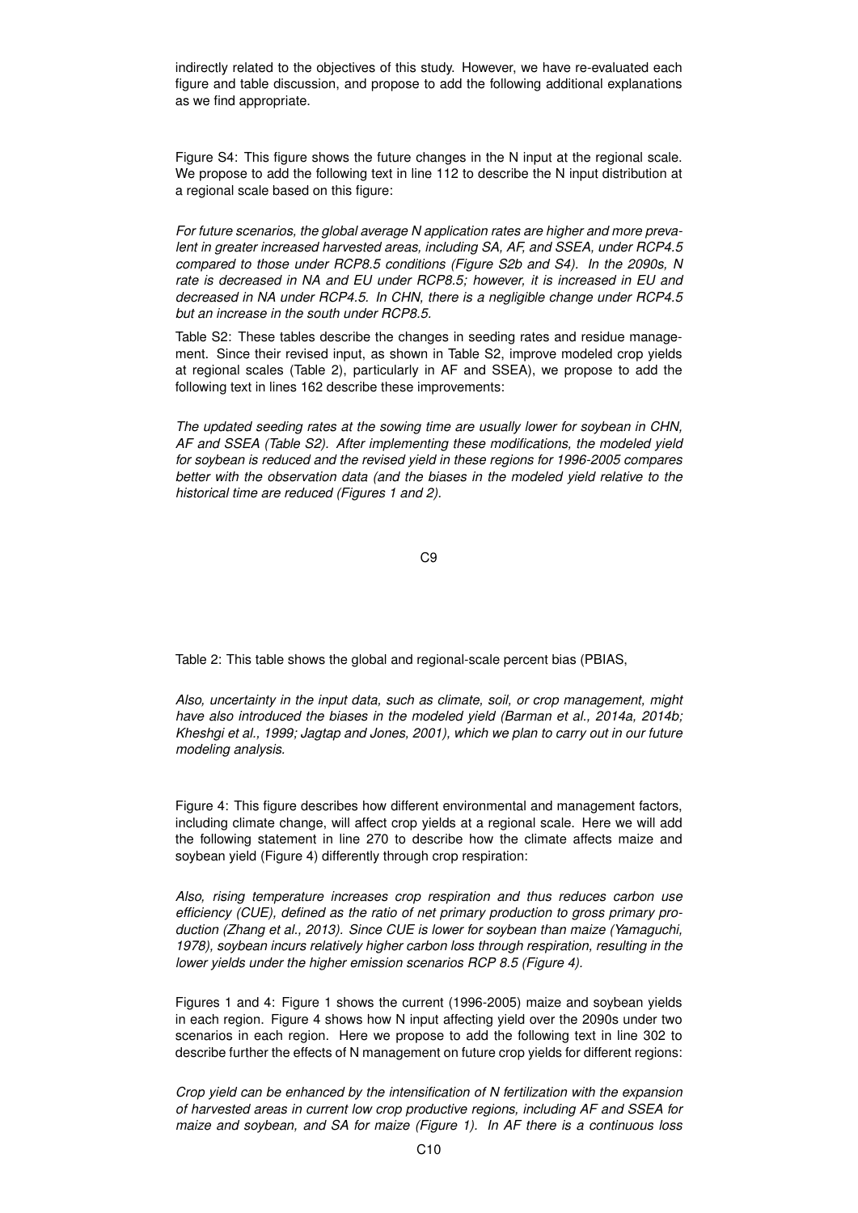indirectly related to the objectives of this study. However, we have re-evaluated each figure and table discussion, and propose to add the following additional explanations as we find appropriate.

Figure S4: This figure shows the future changes in the N input at the regional scale. We propose to add the following text in line 112 to describe the N input distribution at a regional scale based on this figure:

*For future scenarios, the global average N application rates are higher and more prevalent in greater increased harvested areas, including SA, AF, and SSEA, under RCP4.5 compared to those under RCP8.5 conditions (Figure S2b and S4). In the 2090s, N rate is decreased in NA and EU under RCP8.5; however, it is increased in EU and decreased in NA under RCP4.5. In CHN, there is a negligible change under RCP4.5 but an increase in the south under RCP8.5.*

Table S2: These tables describe the changes in seeding rates and residue management. Since their revised input, as shown in Table S2, improve modeled crop yields at regional scales (Table 2), particularly in AF and SSEA), we propose to add the following text in lines 162 describe these improvements:

*The updated seeding rates at the sowing time are usually lower for soybean in CHN, AF and SSEA (Table S2). After implementing these modifications, the modeled yield for soybean is reduced and the revised yield in these regions for 1996-2005 compares better with the observation data (and the biases in the modeled yield relative to the historical time are reduced (Figures 1 and 2).*

Table 2: This table shows the global and regional-scale percent bias (PBIAS,

*Also, uncertainty in the input data, such as climate, soil, or crop management, might have also introduced the biases in the modeled yield (Barman et al., 2014a, 2014b; Kheshgi et al., 1999; Jagtap and Jones, 2001), which we plan to carry out in our future modeling analysis.*

Figure 4: This figure describes how different environmental and management factors, including climate change, will affect crop yields at a regional scale. Here we will add the following statement in line 270 to describe how the climate affects maize and soybean yield (Figure 4) differently through crop respiration:

*Also, rising temperature increases crop respiration and thus reduces carbon use efficiency (CUE), defined as the ratio of net primary production to gross primary production (Zhang et al., 2013). Since CUE is lower for soybean than maize (Yamaguchi, 1978), soybean incurs relatively higher carbon loss through respiration, resulting in the lower yields under the higher emission scenarios RCP 8.5 (Figure 4).*

Figures 1 and 4: Figure 1 shows the current (1996-2005) maize and soybean yields in each region. Figure 4 shows how N input affecting yield over the 2090s under two scenarios in each region. Here we propose to add the following text in line 302 to describe further the effects of N management on future crop yields for different regions:

*Crop yield can be enhanced by the intensification of N fertilization with the expansion of harvested areas in current low crop productive regions, including AF and SSEA for maize and soybean, and SA for maize (Figure 1). In AF there is a continuous loss*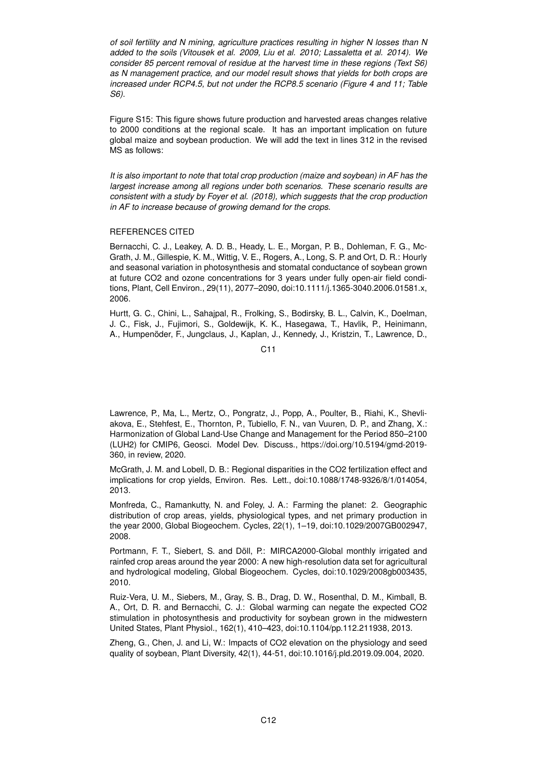*of soil fertility and N mining, agriculture practices resulting in higher N losses than N added to the soils (Vitousek et al. 2009, Liu et al. 2010; Lassaletta et al. 2014). We consider 85 percent removal of residue at the harvest time in these regions (Text S6) as N management practice, and our model result shows that yields for both crops are increased under RCP4.5, but not under the RCP8.5 scenario (Figure 4 and 11; Table S6).*

Figure S15: This figure shows future production and harvested areas changes relative to 2000 conditions at the regional scale. It has an important implication on future global maize and soybean production. We will add the text in lines 312 in the revised MS as follows:

*It is also important to note that total crop production (maize and soybean) in AF has the largest increase among all regions under both scenarios. These scenario results are consistent with a study by Foyer et al. (2018), which suggests that the crop production in AF to increase because of growing demand for the crops.*

REFERENCES CITED

Bernacchi, C. J., Leakey, A. D. B., Heady, L. E., Morgan, P. B., Dohleman, F. G., McGrath, J. M., Gillespie, K. M., Wittig, V. E., Rogers, A., Long, S. P. and Ort, D. R.: Hourly and seasonal variation in photosynthesis and stomatal conductance of soybean grown at future CO2 and ozone concentrations for 3 years under fully open-air field conditions, Plant, Cell Environ., 29(11), 2077–2090, doi:10.1111/j.1365-3040.2006.01581.x, 2006.

Hurtt, G. C., Chini, L., Sahajpal, R., Frolking, S., Bodirsky, B. L., Calvin, K., Doelman, J. C., Fisk, J., Fujimori, S., Goldewijk, K. K., Hasegawa, T., Havlik, P., Heinimann, A., Humpenöder, F., Jungclaus, J., Kaplan, J., Kennedy, J., Kristzin, T., Lawrence, D., Lawrence, P., Ma, L., Mertz, O., Pongratz, J., Popp, A., Poulter, B., Riahi, K., Shevliakova, E., Stehfest, E., Thornton, P., Tubiello, F. N., van Vuuren, D. P., and Zhang, X.: Harmonization of Global Land-Use Change and Management for the Period 850–2100 (LUH2) for CMIP6, Geosci. Model Dev. Discuss., https://doi.org/10.5194/gmd-2019-360, in review, 2020.

McGrath, J. M. and Lobell, D. B.: Regional disparities in the CO2 fertilization effect and implications for crop yields, Environ. Res. Lett., doi:10.1088/1748-9326/8/1/014054, 2013.

Monfreda, C., Ramankutty, N. and Foley, J. A.: Farming the planet: 2. Geographic distribution of crop areas, yields, physiological types, and net primary production in the year 2000, Global Biogeochem. Cycles, 22(1), 1–19, doi:10.1029/2007GB002947, 2008.

Portmann, F. T., Siebert, S. and Döll, P.: MIRCA2000-Global monthly irrigated and rainfed crop areas around the year 2000: A new high-resolution data set for agricultural and hydrological modeling, Global Biogeochem. Cycles, doi:10.1029/2008gb003435, 2010.

Ruiz-Vera, U. M., Siebers, M., Gray, S. B., Drag, D. W., Rosenthal, D. M., Kimball, B. A., Ort, D. R. and Bernacchi, C. J.: Global warming can negate the expected CO2 stimulation in photosynthesis and productivity for soybean grown in the midwestern United States, Plant Physiol., 162(1), 410–423, doi:10.1104/pp.112.211938, 2013.

Zheng, G., Chen, J. and Li, W.: Impacts of CO2 elevation on the physiology and seed quality of soybean, Plant Diversity, 42(1), 44-51, doi:10.1016/j.pld.2019.09.004, 2020.